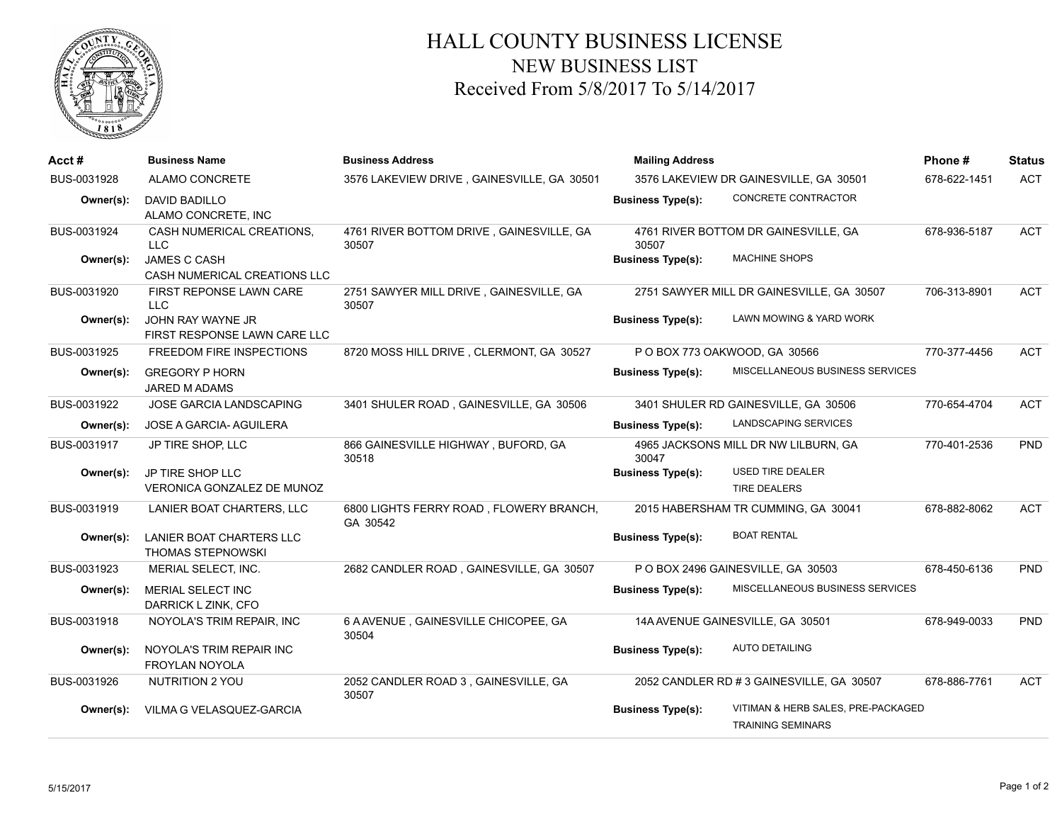# HALL COUNTY BUSINESS LICENSE

## NEW BUSINESS LIST

### Received From 5/8/2017 To 5/14/2017

| Acct # | Business Name | Business Address | Mailing Address | | Phone # | Status |
|---|---|---|---|---|---|---|
| BUS-0031928 | ALAMO CONCRETE | 3576 LAKEVIEW DRIVE , GAINESVILLE, GA 30501 | 3576 LAKEVIEW DR GAINESVILLE, GA 30501 | | 678-622-1451 | ACT |
| **Owner(s):** | DAVID BADILLO<br>ALAMO CONCRETE, INC | | **Business Type(s):** | CONCRETE CONTRACTOR | | |
| BUS-0031924 | CASH NUMERICAL CREATIONS, LLC | 4761 RIVER BOTTOM DRIVE , GAINESVILLE, GA 30507 | 4761 RIVER BOTTOM DR GAINESVILLE, GA 30507 | | 678-936-5187 | ACT |
| **Owner(s):** | JAMES C CASH<br>CASH NUMERICAL CREATIONS LLC | | **Business Type(s):** | MACHINE SHOPS | | |
| BUS-0031920 | FIRST REPONSE LAWN CARE LLC | 2751 SAWYER MILL DRIVE , GAINESVILLE, GA 30507 | 2751 SAWYER MILL DR GAINESVILLE, GA 30507 | | 706-313-8901 | ACT |
| **Owner(s):** | JOHN RAY WAYNE JR<br>FIRST RESPONSE LAWN CARE LLC | | **Business Type(s):** | LAWN MOWING & YARD WORK | | |
| BUS-0031925 | FREEDOM FIRE INSPECTIONS | 8720 MOSS HILL DRIVE , CLERMONT, GA 30527 | P O BOX 773 OAKWOOD, GA 30566 | | 770-377-4456 | ACT |
| **Owner(s):** | GREGORY P HORN<br>JARED M ADAMS | | **Business Type(s):** | MISCELLANEOUS BUSINESS SERVICES | | |
| BUS-0031922 | JOSE GARCIA LANDSCAPING | 3401 SHULER ROAD , GAINESVILLE, GA 30506 | 3401 SHULER RD GAINESVILLE, GA 30506 | | 770-654-4704 | ACT |
| **Owner(s):** | JOSE A GARCIA- AGUILERA | | **Business Type(s):** | LANDSCAPING SERVICES | | |
| BUS-0031917 | JP TIRE SHOP, LLC | 866 GAINESVILLE HIGHWAY , BUFORD, GA 30518 | 4965 JACKSONS MILL DR NW LILBURN, GA 30047 | | 770-401-2536 | PND |
| **Owner(s):** | JP TIRE SHOP LLC<br>VERONICA GONZALEZ DE MUNOZ | | **Business Type(s):** | USED TIRE DEALER<br>TIRE DEALERS | | |
| BUS-0031919 | LANIER BOAT CHARTERS, LLC | 6800 LIGHTS FERRY ROAD , FLOWERY BRANCH, GA 30542 | 2015 HABERSHAM TR CUMMING, GA 30041 | | 678-882-8062 | ACT |
| **Owner(s):** | LANIER BOAT CHARTERS LLC<br>THOMAS STEPNOWSKI | | **Business Type(s):** | BOAT RENTAL | | |
| BUS-0031923 | MERIAL SELECT, INC. | 2682 CANDLER ROAD , GAINESVILLE, GA 30507 | P O BOX 2496 GAINESVILLE, GA 30503 | | 678-450-6136 | PND |
| **Owner(s):** | MERIAL SELECT INC<br>DARRICK L ZINK, CFO | | **Business Type(s):** | MISCELLANEOUS BUSINESS SERVICES | | |
| BUS-0031918 | NOYOLA'S TRIM REPAIR, INC | 6 A AVENUE , GAINESVILLE CHICOPEE, GA 30504 | 14A AVENUE GAINESVILLE, GA 30501 | | 678-949-0033 | PND |
| **Owner(s):** | NOYOLA'S TRIM REPAIR INC<br>FROYLAN NOYOLA | | **Business Type(s):** | AUTO DETAILING | | |
| BUS-0031926 | NUTRITION 2 YOU | 2052 CANDLER ROAD 3 , GAINESVILLE, GA 30507 | 2052 CANDLER RD # 3 GAINESVILLE, GA 30507 | | 678-886-7761 | ACT |
| **Owner(s):** | VILMA G VELASQUEZ-GARCIA | | **Business Type(s):** | VITIMAN & HERB SALES, PRE-PACKAGED<br>TRAINING SEMINARS | | |

5/15/2017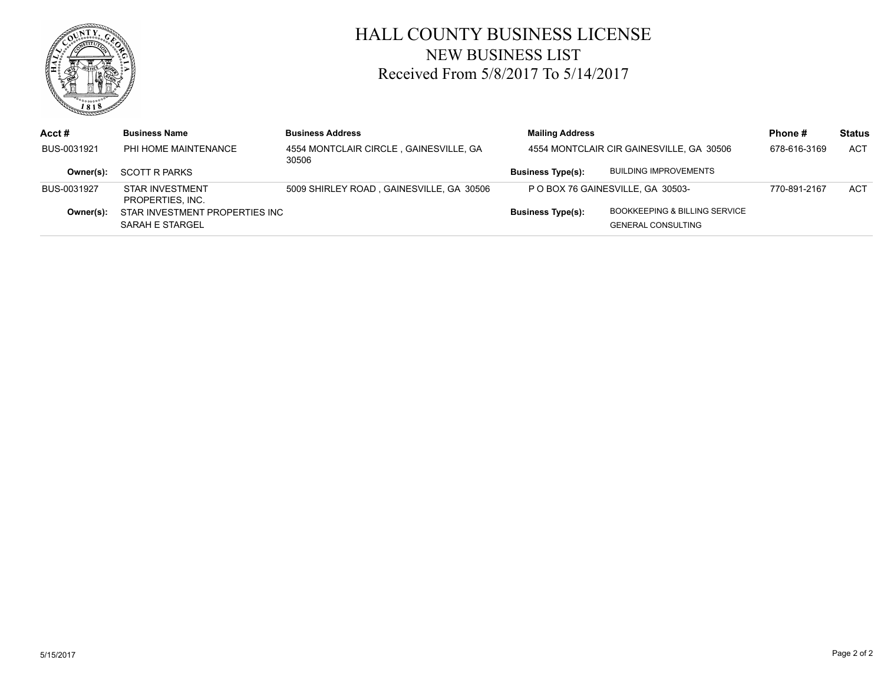# HALL COUNTY BUSINESS LICENSE

## NEW BUSINESS LIST

## Received From 5/8/2017 To 5/14/2017

| Acct # | Business Name | Business Address | Mailing Address | | Phone # | Status |
|---|---|---|---|---|---|---|
| BUS-0031921 | PHI HOME MAINTENANCE | 4554 MONTCLAIR CIRCLE , GAINESVILLE, GA 30506 | 4554 MONTCLAIR CIR GAINESVILLE, GA 30506 | | 678-616-3169 | ACT |
| **Owner(s):** | SCOTT R PARKS | | **Business Type(s):** | BUILDING IMPROVEMENTS | | |
| BUS-0031927 | STAR INVESTMENT PROPERTIES, INC. | 5009 SHIRLEY ROAD , GAINESVILLE, GA 30506 | P O BOX 76 GAINESVILLE, GA 30503- | | 770-891-2167 | ACT |
| **Owner(s):** | STAR INVESTMENT PROPERTIES INC<br>SARAH E STARGEL | | **Business Type(s):** | BOOKKEEPING & BILLING SERVICE<br>GENERAL CONSULTING | | |

5/15/2017